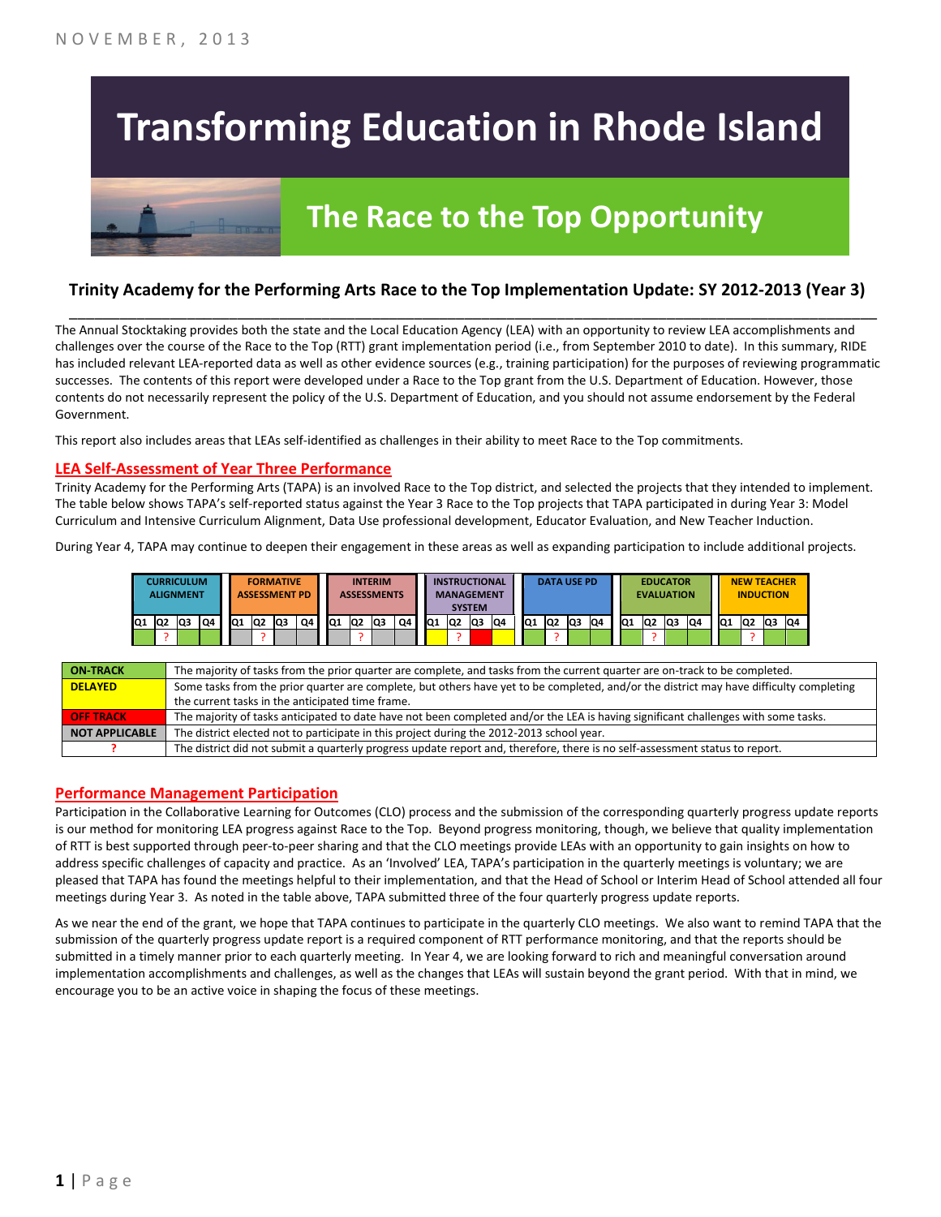NOVEMBER, 2013

# Transforming Education in Rhode Island

## The Race to the Top Opportunity

### Trinity Academy for the Performing Arts Race to the Top Implementation Update: SY 2012-2013 (Year 3)

The Annual Stocktaking provides both the state and the Local Education Agency (LEA) with an opportunity to review LEA accomplishments and challenges over the course of the Race to the Top (RTT) grant implementation period (i.e., from September 2010 to date). In this summary, RIDE has included relevant LEA-reported data as well as other evidence sources (e.g., training participation) for the purposes of reviewing programmatic successes. The contents of this report were developed under a Race to the Top grant from the U.S. Department of Education. However, those contents do not necessarily represent the policy of the U.S. Department of Education, and you should not assume endorsement by the Federal Government.

This report also includes areas that LEAs self-identified as challenges in their ability to meet Race to the Top commitments.

## LEA Self-Assessment of Year Three Performance

Trinity Academy for the Performing Arts (TAPA) is an involved Race to the Top district, and selected the projects that they intended to implement. The table below shows TAPA's self-reported status against the Year 3 Race to the Top projects that TAPA participated in during Year 3: Model Curriculum and Intensive Curriculum Alignment, Data Use professional development, Educator Evaluation, and New Teacher Induction.

During Year 4, TAPA may continue to deepen their engagement in these areas as well as expanding participation to include additional projects.

| CURRICULUM ALIGNMENT | | | | FORMATIVE ASSESSMENT PD | | | | INTERIM ASSESSMENTS | | | | INSTRUCTIONAL MANAGEMENT SYSTEM | | | | DATA USE PD | | | | EDUCATOR EVALUATION | | | | NEW TEACHER INDUCTION | | | |
|---|---|---|---|---|---|---|---|---|---|---|---|---|---|---|---|---|---|---|---|---|---|---|---|---|---|---|---|
| Q1 | Q2 | Q3 | Q4 | Q1 | Q2 | Q3 | Q4 | Q1 | Q2 | Q3 | Q4 | Q1 | Q2 | Q3 | Q4 | Q1 | Q2 | Q3 | Q4 | Q1 | Q2 | Q3 | Q4 | Q1 | Q2 | Q3 | Q4 |
| On-Track | ? | On-Track | On-Track | Not Applicable | ? | Not Applicable | Not Applicable | Not Applicable | ? | Not Applicable | Not Applicable | Delayed | ? | Off Track | Delayed | On-Track | ? | On-Track | On-Track | On-Track | ? | On-Track | On-Track | On-Track | ? | On-Track | On-Track |

| | |
|---|---|
| **ON-TRACK** | The majority of tasks from the prior quarter are complete, and tasks from the current quarter are on-track to be completed. |
| **DELAYED** | Some tasks from the prior quarter are complete, but others have yet to be completed, and/or the district may have difficulty completing the current tasks in the anticipated time frame. |
| **OFF TRACK** | The majority of tasks anticipated to date have not been completed and/or the LEA is having significant challenges with some tasks. |
| **NOT APPLICABLE** | The district elected not to participate in this project during the 2012-2013 school year. |
| **?** | The district did not submit a quarterly progress update report and, therefore, there is no self-assessment status to report. |

## Performance Management Participation

Participation in the Collaborative Learning for Outcomes (CLO) process and the submission of the corresponding quarterly progress update reports is our method for monitoring LEA progress against Race to the Top. Beyond progress monitoring, though, we believe that quality implementation of RTT is best supported through peer-to-peer sharing and that the CLO meetings provide LEAs with an opportunity to gain insights on how to address specific challenges of capacity and practice. As an 'Involved' LEA, TAPA's participation in the quarterly meetings is voluntary; we are pleased that TAPA has found the meetings helpful to their implementation, and that the Head of School or Interim Head of School attended all four meetings during Year 3. As noted in the table above, TAPA submitted three of the four quarterly progress update reports.

As we near the end of the grant, we hope that TAPA continues to participate in the quarterly CLO meetings. We also want to remind TAPA that the submission of the quarterly progress update report is a required component of RTT performance monitoring, and that the reports should be submitted in a timely manner prior to each quarterly meeting. In Year 4, we are looking forward to rich and meaningful conversation around implementation accomplishments and challenges, as well as the changes that LEAs will sustain beyond the grant period. With that in mind, we encourage you to be an active voice in shaping the focus of these meetings.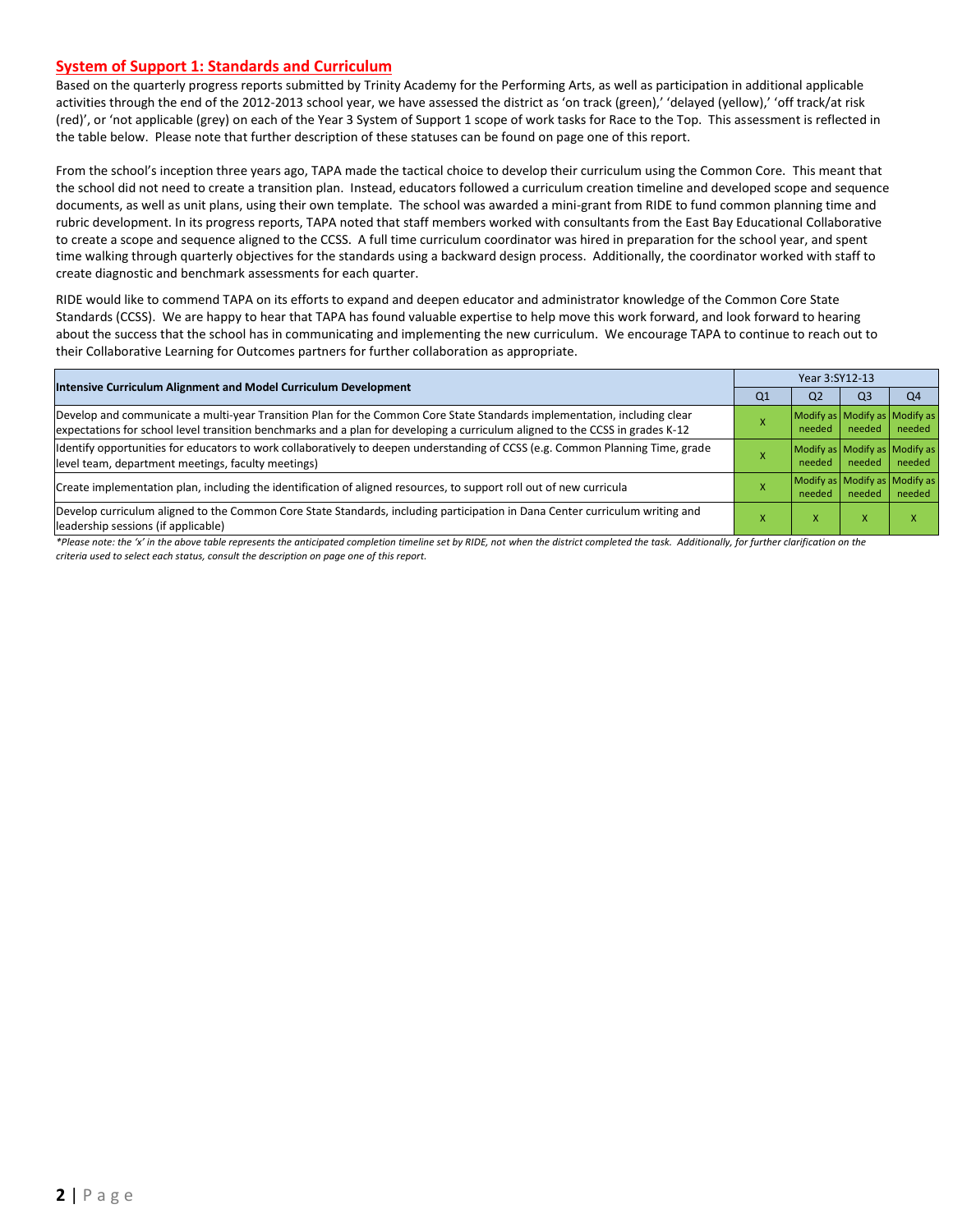## System of Support 1: Standards and Curriculum

Based on the quarterly progress reports submitted by Trinity Academy for the Performing Arts, as well as participation in additional applicable activities through the end of the 2012-2013 school year, we have assessed the district as 'on track (green),' 'delayed (yellow),' 'off track/at risk (red)', or 'not applicable (grey) on each of the Year 3 System of Support 1 scope of work tasks for Race to the Top. This assessment is reflected in the table below. Please note that further description of these statuses can be found on page one of this report.

From the school's inception three years ago, TAPA made the tactical choice to develop their curriculum using the Common Core. This meant that the school did not need to create a transition plan. Instead, educators followed a curriculum creation timeline and developed scope and sequence documents, as well as unit plans, using their own template. The school was awarded a mini-grant from RIDE to fund common planning time and rubric development. In its progress reports, TAPA noted that staff members worked with consultants from the East Bay Educational Collaborative to create a scope and sequence aligned to the CCSS. A full time curriculum coordinator was hired in preparation for the school year, and spent time walking through quarterly objectives for the standards using a backward design process. Additionally, the coordinator worked with staff to create diagnostic and benchmark assessments for each quarter.

RIDE would like to commend TAPA on its efforts to expand and deepen educator and administrator knowledge of the Common Core State Standards (CCSS). We are happy to hear that TAPA has found valuable expertise to help move this work forward, and look forward to hearing about the success that the school has in communicating and implementing the new curriculum. We encourage TAPA to continue to reach out to their Collaborative Learning for Outcomes partners for further collaboration as appropriate.

| Intensive Curriculum Alignment and Model Curriculum Development | Year 3:SY12-13 | | | |
|---|---|---|---|---|
| | Q1 | Q2 | Q3 | Q4 |
| Develop and communicate a multi-year Transition Plan for the Common Core State Standards implementation, including clear expectations for school level transition benchmarks and a plan for developing a curriculum aligned to the CCSS in grades K-12 | X | Modify as needed | Modify as needed | Modify as needed |
| Identify opportunities for educators to work collaboratively to deepen understanding of CCSS (e.g. Common Planning Time, grade level team, department meetings, faculty meetings) | X | Modify as needed | Modify as needed | Modify as needed |
| Create implementation plan, including the identification of aligned resources, to support roll out of new curricula | X | Modify as needed | Modify as needed | Modify as needed |
| Develop curriculum aligned to the Common Core State Standards, including participation in Dana Center curriculum writing and leadership sessions (if applicable) | X | X | X | X |

*\*Please note: the 'x' in the above table represents the anticipated completion timeline set by RIDE, not when the district completed the task. Additionally, for further clarification on the criteria used to select each status, consult the description on page one of this report.*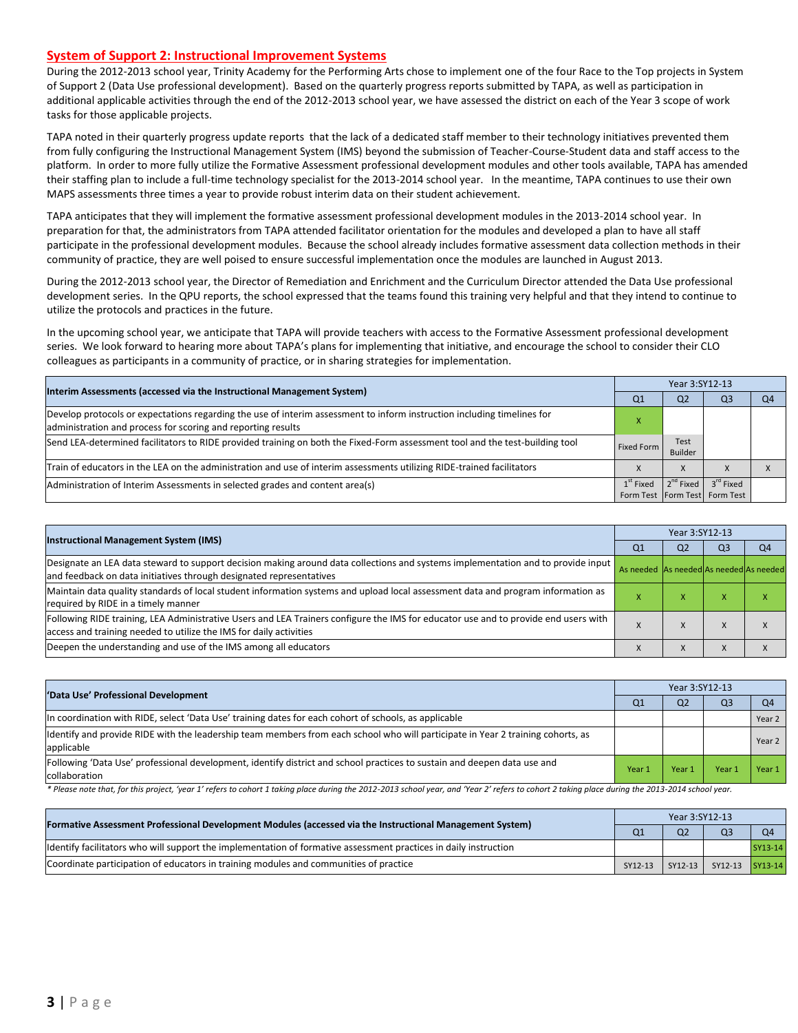## System of Support 2: Instructional Improvement Systems

During the 2012-2013 school year, Trinity Academy for the Performing Arts chose to implement one of the four Race to the Top projects in System of Support 2 (Data Use professional development). Based on the quarterly progress reports submitted by TAPA, as well as participation in additional applicable activities through the end of the 2012-2013 school year, we have assessed the district on each of the Year 3 scope of work tasks for those applicable projects.

TAPA noted in their quarterly progress update reports that the lack of a dedicated staff member to their technology initiatives prevented them from fully configuring the Instructional Management System (IMS) beyond the submission of Teacher-Course-Student data and staff access to the platform. In order to more fully utilize the Formative Assessment professional development modules and other tools available, TAPA has amended their staffing plan to include a full-time technology specialist for the 2013-2014 school year. In the meantime, TAPA continues to use their own MAPS assessments three times a year to provide robust interim data on their student achievement.

TAPA anticipates that they will implement the formative assessment professional development modules in the 2013-2014 school year. In preparation for that, the administrators from TAPA attended facilitator orientation for the modules and developed a plan to have all staff participate in the professional development modules. Because the school already includes formative assessment data collection methods in their community of practice, they are well poised to ensure successful implementation once the modules are launched in August 2013.

During the 2012-2013 school year, the Director of Remediation and Enrichment and the Curriculum Director attended the Data Use professional development series. In the QPU reports, the school expressed that the teams found this training very helpful and that they intend to continue to utilize the protocols and practices in the future.

In the upcoming school year, we anticipate that TAPA will provide teachers with access to the Formative Assessment professional development series. We look forward to hearing more about TAPA's plans for implementing that initiative, and encourage the school to consider their CLO colleagues as participants in a community of practice, or in sharing strategies for implementation.

| Interim Assessments (accessed via the Instructional Management System) | Year 3:SY12-13 | | | |
|---|---|---|---|---|
| | Q1 | Q2 | Q3 | Q4 |
| Develop protocols or expectations regarding the use of interim assessment to inform instruction including timelines for administration and process for scoring and reporting results | X | | | |
| Send LEA-determined facilitators to RIDE provided training on both the Fixed-Form assessment tool and the test-building tool | Fixed Form | Test Builder | | |
| Train of educators in the LEA on the administration and use of interim assessments utilizing RIDE-trained facilitators | X | X | X | X |
| Administration of Interim Assessments in selected grades and content area(s) | 1st Fixed Form Test | 2nd Fixed Form Test | 3rd Fixed Form Test | |

| Instructional Management System (IMS) | Year 3:SY12-13 | | | |
|---|---|---|---|---|
| | Q1 | Q2 | Q3 | Q4 |
| Designate an LEA data steward to support decision making around data collections and systems implementation and to provide input and feedback on data initiatives through designated representatives | As needed | As needed | As needed | As needed |
| Maintain data quality standards of local student information systems and upload local assessment data and program information as required by RIDE in a timely manner | X | X | X | X |
| Following RIDE training, LEA Administrative Users and LEA Trainers configure the IMS for educator use and to provide end users with access and training needed to utilize the IMS for daily activities | X | X | X | X |
| Deepen the understanding and use of the IMS among all educators | X | X | X | X |

| 'Data Use' Professional Development | Year 3:SY12-13 | | | |
|---|---|---|---|---|
| | Q1 | Q2 | Q3 | Q4 |
| In coordination with RIDE, select 'Data Use' training dates for each cohort of schools, as applicable | | | | Year 2 |
| Identify and provide RIDE with the leadership team members from each school who will participate in Year 2 training cohorts, as applicable | | | | Year 2 |
| Following 'Data Use' professional development, identify district and school practices to sustain and deepen data use and collaboration | Year 1 | Year 1 | Year 1 | Year 1 |

*\* Please note that, for this project, 'year 1' refers to cohort 1 taking place during the 2012-2013 school year, and 'Year 2' refers to cohort 2 taking place during the 2013-2014 school year.*

| Formative Assessment Professional Development Modules (accessed via the Instructional Management System) | Year 3:SY12-13 | | | |
|---|---|---|---|---|
| | Q1 | Q2 | Q3 | Q4 |
| Identify facilitators who will support the implementation of formative assessment practices in daily instruction | | | | SY13-14 |
| Coordinate participation of educators in training modules and communities of practice | SY12-13 | SY12-13 | SY12-13 | SY13-14 |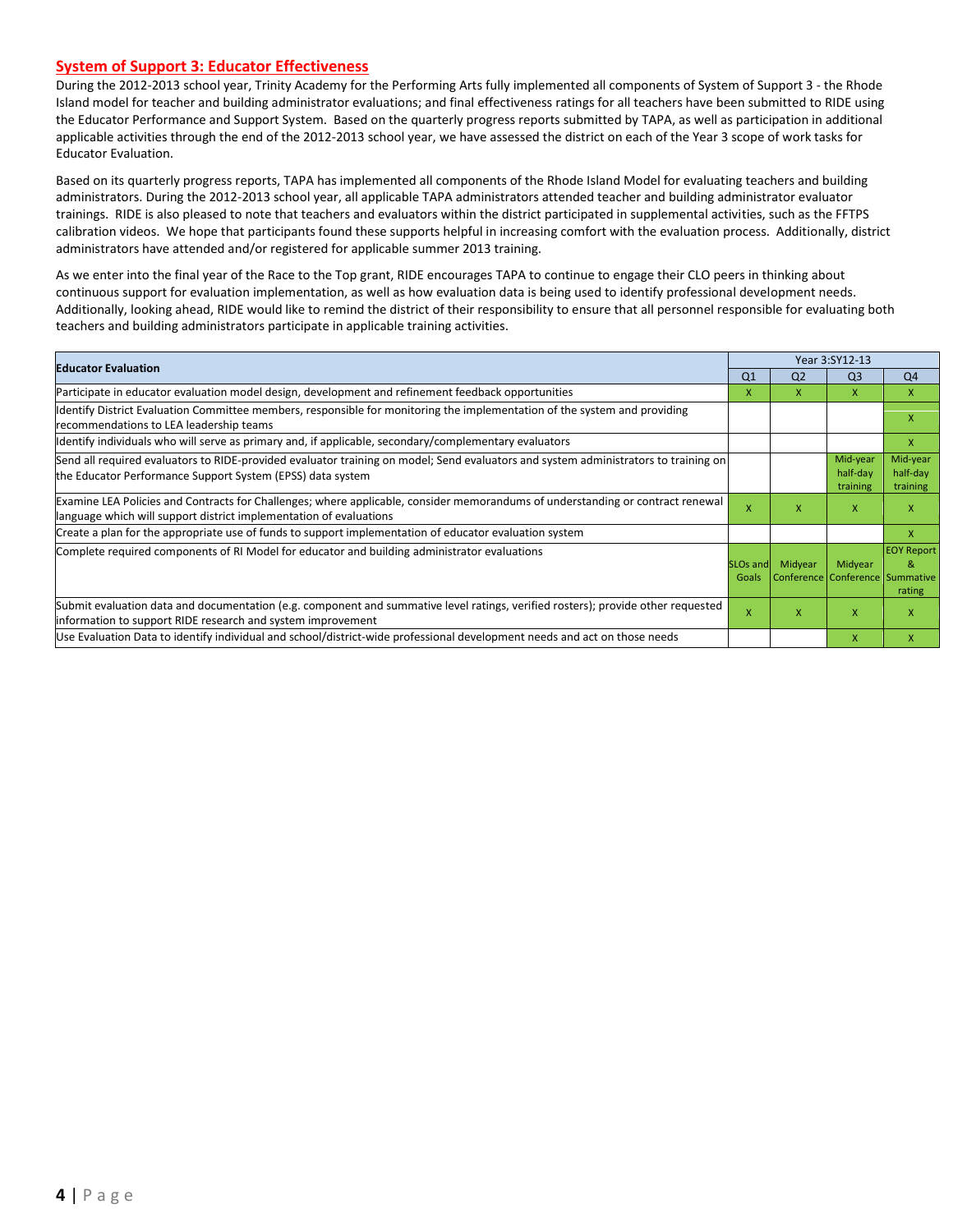## System of Support 3: Educator Effectiveness

During the 2012-2013 school year, Trinity Academy for the Performing Arts fully implemented all components of System of Support 3 - the Rhode Island model for teacher and building administrator evaluations; and final effectiveness ratings for all teachers have been submitted to RIDE using the Educator Performance and Support System. Based on the quarterly progress reports submitted by TAPA, as well as participation in additional applicable activities through the end of the 2012-2013 school year, we have assessed the district on each of the Year 3 scope of work tasks for Educator Evaluation.

Based on its quarterly progress reports, TAPA has implemented all components of the Rhode Island Model for evaluating teachers and building administrators. During the 2012-2013 school year, all applicable TAPA administrators attended teacher and building administrator evaluator trainings. RIDE is also pleased to note that teachers and evaluators within the district participated in supplemental activities, such as the FFTPS calibration videos. We hope that participants found these supports helpful in increasing comfort with the evaluation process. Additionally, district administrators have attended and/or registered for applicable summer 2013 training.

As we enter into the final year of the Race to the Top grant, RIDE encourages TAPA to continue to engage their CLO peers in thinking about continuous support for evaluation implementation, as well as how evaluation data is being used to identify professional development needs. Additionally, looking ahead, RIDE would like to remind the district of their responsibility to ensure that all personnel responsible for evaluating both teachers and building administrators participate in applicable training activities.

| Educator Evaluation | Year 3:SY12-13 | | | |
|---|---|---|---|---|
| | Q1 | Q2 | Q3 | Q4 |
| Participate in educator evaluation model design, development and refinement feedback opportunities | X | X | X | X |
| Identify District Evaluation Committee members, responsible for monitoring the implementation of the system and providing recommendations to LEA leadership teams | | | | X |
| Identify individuals who will serve as primary and, if applicable, secondary/complementary evaluators | | | | X |
| Send all required evaluators to RIDE-provided evaluator training on model; Send evaluators and system administrators to training on the Educator Performance Support System (EPSS) data system | | | Mid-year half-day training | Mid-year half-day training |
| Examine LEA Policies and Contracts for Challenges; where applicable, consider memorandums of understanding or contract renewal language which will support district implementation of evaluations | X | X | X | X |
| Create a plan for the appropriate use of funds to support implementation of educator evaluation system | | | | X |
| Complete required components of RI Model for educator and building administrator evaluations | SLOs and Goals | Midyear Conference | Midyear Conference | EOY Report & Summative rating |
| Submit evaluation data and documentation (e.g. component and summative level ratings, verified rosters); provide other requested information to support RIDE research and system improvement | X | X | X | X |
| Use Evaluation Data to identify individual and school/district-wide professional development needs and act on those needs | | | X | X |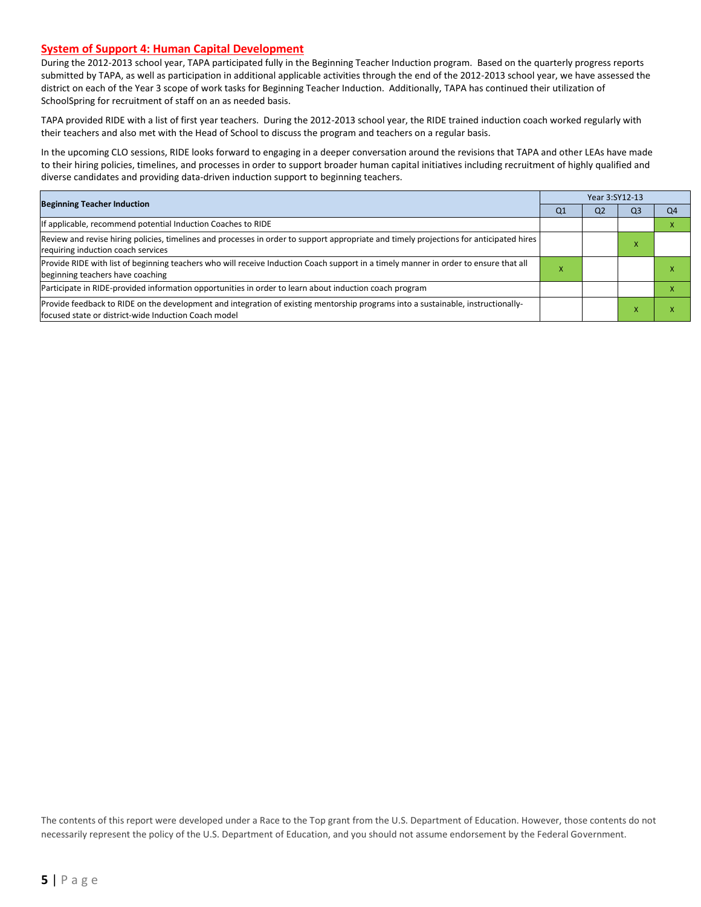## System of Support 4: Human Capital Development

During the 2012-2013 school year, TAPA participated fully in the Beginning Teacher Induction program. Based on the quarterly progress reports submitted by TAPA, as well as participation in additional applicable activities through the end of the 2012-2013 school year, we have assessed the district on each of the Year 3 scope of work tasks for Beginning Teacher Induction. Additionally, TAPA has continued their utilization of SchoolSpring for recruitment of staff on an as needed basis.

TAPA provided RIDE with a list of first year teachers. During the 2012-2013 school year, the RIDE trained induction coach worked regularly with their teachers and also met with the Head of School to discuss the program and teachers on a regular basis.

In the upcoming CLO sessions, RIDE looks forward to engaging in a deeper conversation around the revisions that TAPA and other LEAs have made to their hiring policies, timelines, and processes in order to support broader human capital initiatives including recruitment of highly qualified and diverse candidates and providing data-driven induction support to beginning teachers.

| Beginning Teacher Induction | Year 3:SY12-13 | | | |
|---|---|---|---|---|
| | Q1 | Q2 | Q3 | Q4 |
| If applicable, recommend potential Induction Coaches to RIDE | | | | X |
| Review and revise hiring policies, timelines and processes in order to support appropriate and timely projections for anticipated hires requiring induction coach services | | | X | |
| Provide RIDE with list of beginning teachers who will receive Induction Coach support in a timely manner in order to ensure that all beginning teachers have coaching | X | | | X |
| Participate in RIDE-provided information opportunities in order to learn about induction coach program | | | | X |
| Provide feedback to RIDE on the development and integration of existing mentorship programs into a sustainable, instructionally-focused state or district-wide Induction Coach model | | | X | X |

The contents of this report were developed under a Race to the Top grant from the U.S. Department of Education. However, those contents do not necessarily represent the policy of the U.S. Department of Education, and you should not assume endorsement by the Federal Government.